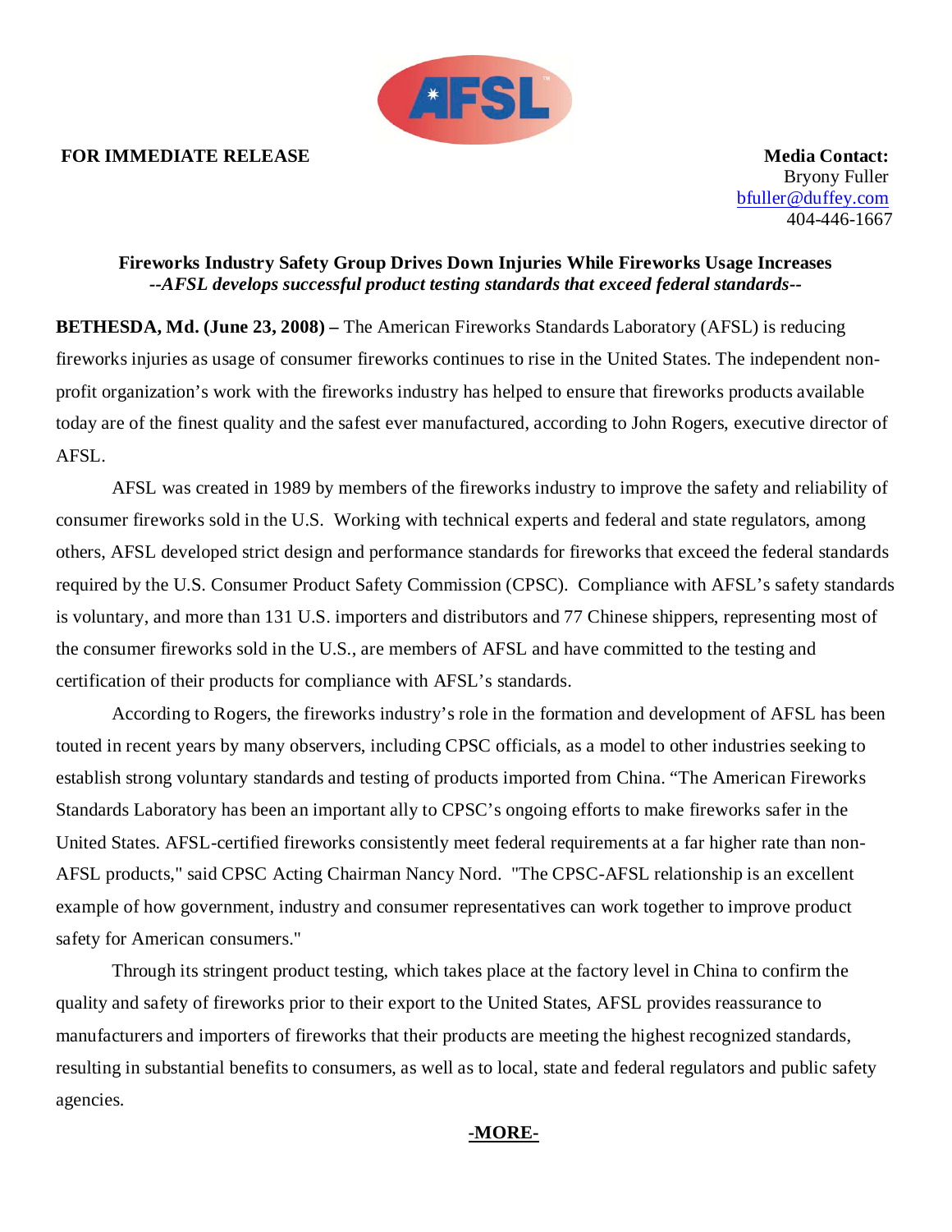**FOR IMMEDIATE RELEASE**

**Media Contact:**
Bryony Fuller
bfuller@duffey.com
404-446-1667

**Fireworks Industry Safety Group Drives Down Injuries While Fireworks Usage Increases**
***--AFSL develops successful product testing standards that exceed federal standards--***

**BETHESDA, Md. (June 23, 2008) –** The American Fireworks Standards Laboratory (AFSL) is reducing fireworks injuries as usage of consumer fireworks continues to rise in the United States. The independent non-profit organization's work with the fireworks industry has helped to ensure that fireworks products available today are of the finest quality and the safest ever manufactured, according to John Rogers, executive director of AFSL.

AFSL was created in 1989 by members of the fireworks industry to improve the safety and reliability of consumer fireworks sold in the U.S. Working with technical experts and federal and state regulators, among others, AFSL developed strict design and performance standards for fireworks that exceed the federal standards required by the U.S. Consumer Product Safety Commission (CPSC). Compliance with AFSL's safety standards is voluntary, and more than 131 U.S. importers and distributors and 77 Chinese shippers, representing most of the consumer fireworks sold in the U.S., are members of AFSL and have committed to the testing and certification of their products for compliance with AFSL's standards.

According to Rogers, the fireworks industry's role in the formation and development of AFSL has been touted in recent years by many observers, including CPSC officials, as a model to other industries seeking to establish strong voluntary standards and testing of products imported from China. "The American Fireworks Standards Laboratory has been an important ally to CPSC's ongoing efforts to make fireworks safer in the United States. AFSL-certified fireworks consistently meet federal requirements at a far higher rate than non-AFSL products," said CPSC Acting Chairman Nancy Nord. "The CPSC-AFSL relationship is an excellent example of how government, industry and consumer representatives can work together to improve product safety for American consumers."

Through its stringent product testing, which takes place at the factory level in China to confirm the quality and safety of fireworks prior to their export to the United States, AFSL provides reassurance to manufacturers and importers of fireworks that their products are meeting the highest recognized standards, resulting in substantial benefits to consumers, as well as to local, state and federal regulators and public safety agencies.

**-MORE-**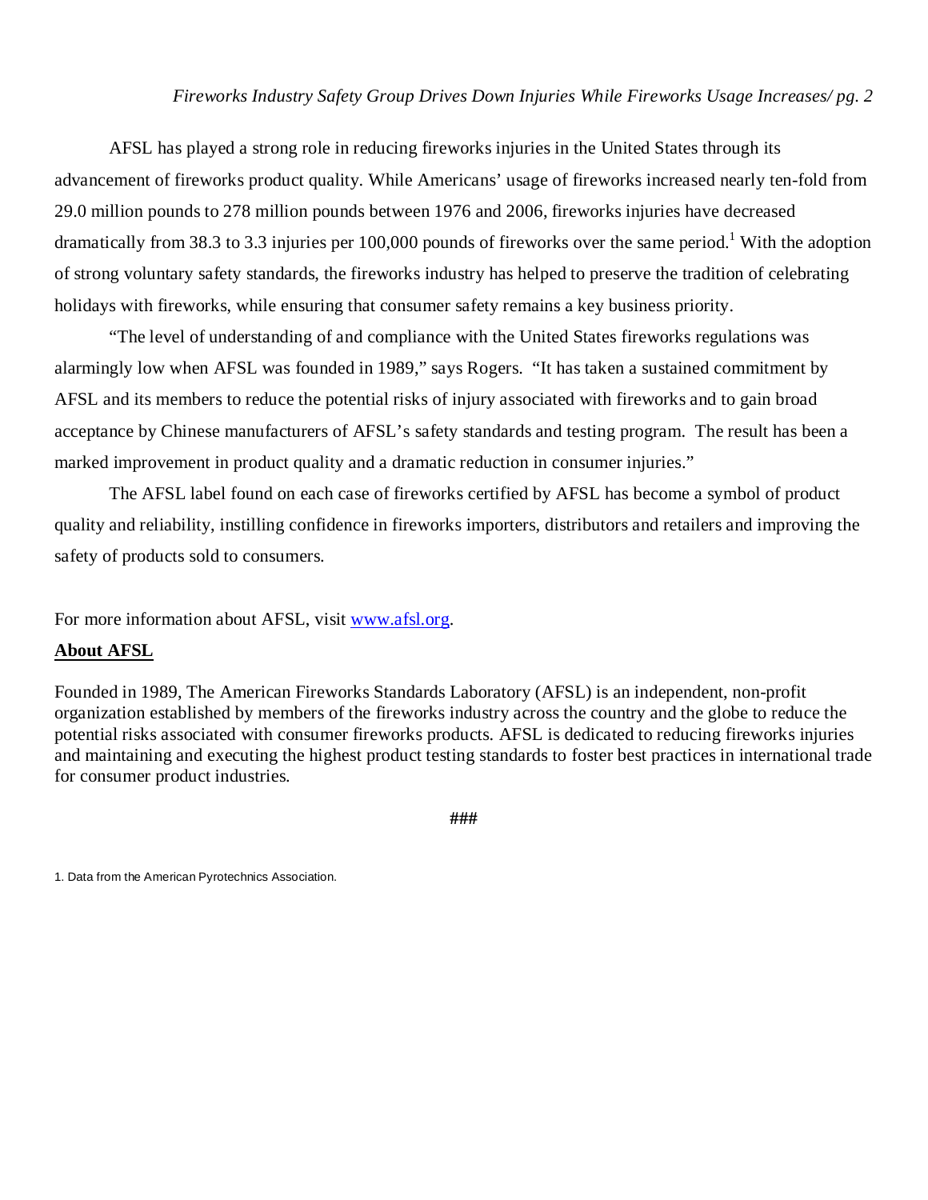AFSL has played a strong role in reducing fireworks injuries in the United States through its advancement of fireworks product quality. While Americans' usage of fireworks increased nearly ten-fold from 29.0 million pounds to 278 million pounds between 1976 and 2006, fireworks injuries have decreased dramatically from 38.3 to 3.3 injuries per 100,000 pounds of fireworks over the same period.[1] With the adoption of strong voluntary safety standards, the fireworks industry has helped to preserve the tradition of celebrating holidays with fireworks, while ensuring that consumer safety remains a key business priority.

"The level of understanding of and compliance with the United States fireworks regulations was alarmingly low when AFSL was founded in 1989," says Rogers. "It has taken a sustained commitment by AFSL and its members to reduce the potential risks of injury associated with fireworks and to gain broad acceptance by Chinese manufacturers of AFSL's safety standards and testing program. The result has been a marked improvement in product quality and a dramatic reduction in consumer injuries."

The AFSL label found on each case of fireworks certified by AFSL has become a symbol of product quality and reliability, instilling confidence in fireworks importers, distributors and retailers and improving the safety of products sold to consumers.

For more information about AFSL, visit [www.afsl.org](http://www.afsl.org).

**About AFSL**

Founded in 1989, The American Fireworks Standards Laboratory (AFSL) is an independent, non-profit organization established by members of the fireworks industry across the country and the globe to reduce the potential risks associated with consumer fireworks products. AFSL is dedicated to reducing fireworks injuries and maintaining and executing the highest product testing standards to foster best practices in international trade for consumer product industries.

###

1. Data from the American Pyrotechnics Association.